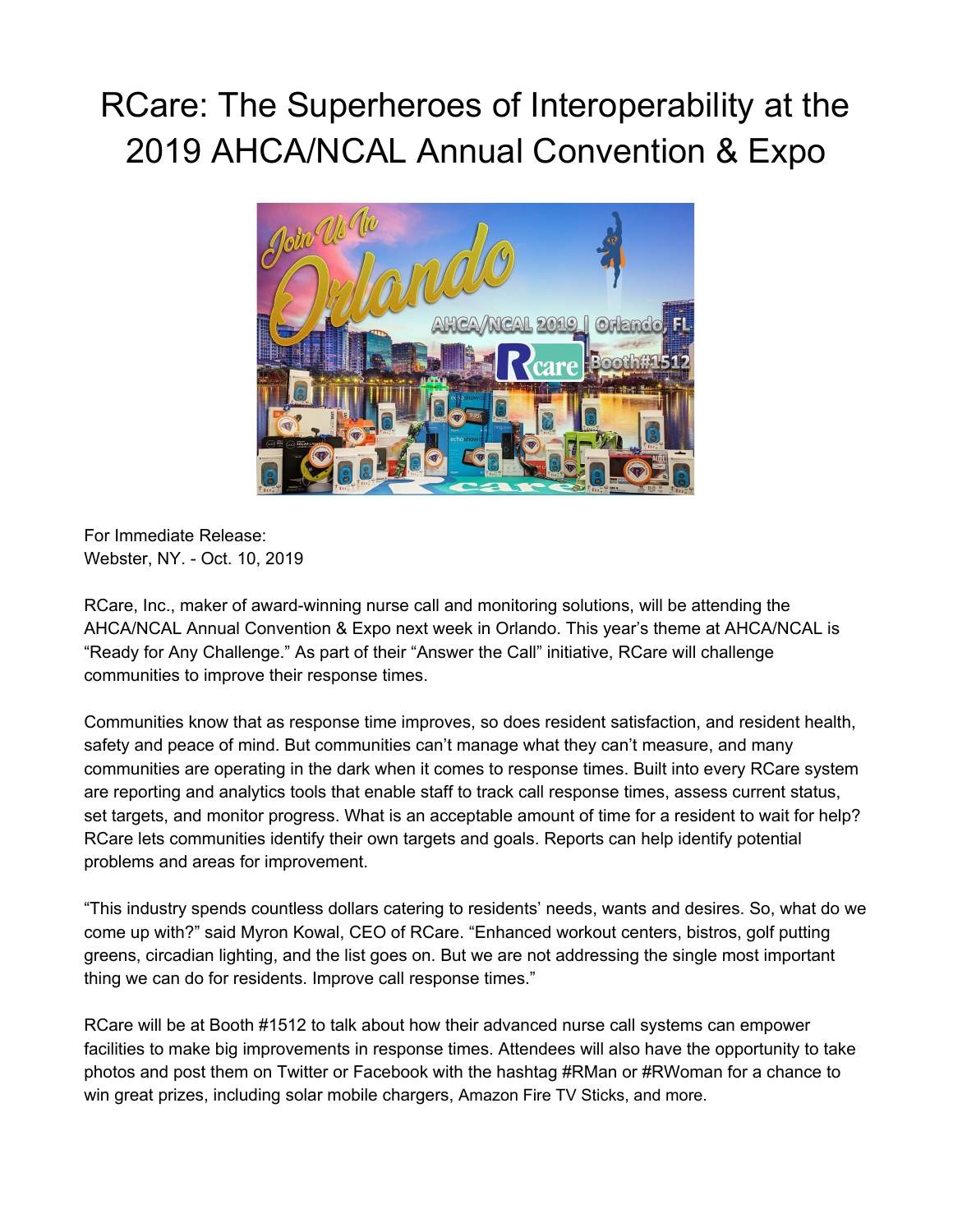# RCare: The Superheroes of Interoperability at the 2019 AHCA/NCAL Annual Convention & Expo

For Immediate Release:
Webster, NY. - Oct. 10, 2019

RCare, Inc., maker of award-winning nurse call and monitoring solutions, will be attending the AHCA/NCAL Annual Convention & Expo next week in Orlando. This year's theme at AHCA/NCAL is "Ready for Any Challenge." As part of their "Answer the Call" initiative, RCare will challenge communities to improve their response times.

Communities know that as response time improves, so does resident satisfaction, and resident health, safety and peace of mind. But communities can't manage what they can't measure, and many communities are operating in the dark when it comes to response times. Built into every RCare system are reporting and analytics tools that enable staff to track call response times, assess current status, set targets, and monitor progress. What is an acceptable amount of time for a resident to wait for help? RCare lets communities identify their own targets and goals. Reports can help identify potential problems and areas for improvement.

"This industry spends countless dollars catering to residents' needs, wants and desires. So, what do we come up with?" said Myron Kowal, CEO of RCare. "Enhanced workout centers, bistros, golf putting greens, circadian lighting, and the list goes on. But we are not addressing the single most important thing we can do for residents. Improve call response times."

RCare will be at Booth #1512 to talk about how their advanced nurse call systems can empower facilities to make big improvements in response times. Attendees will also have the opportunity to take photos and post them on Twitter or Facebook with the hashtag #RMan or #RWoman for a chance to win great prizes, including solar mobile chargers, Amazon Fire TV Sticks, and more.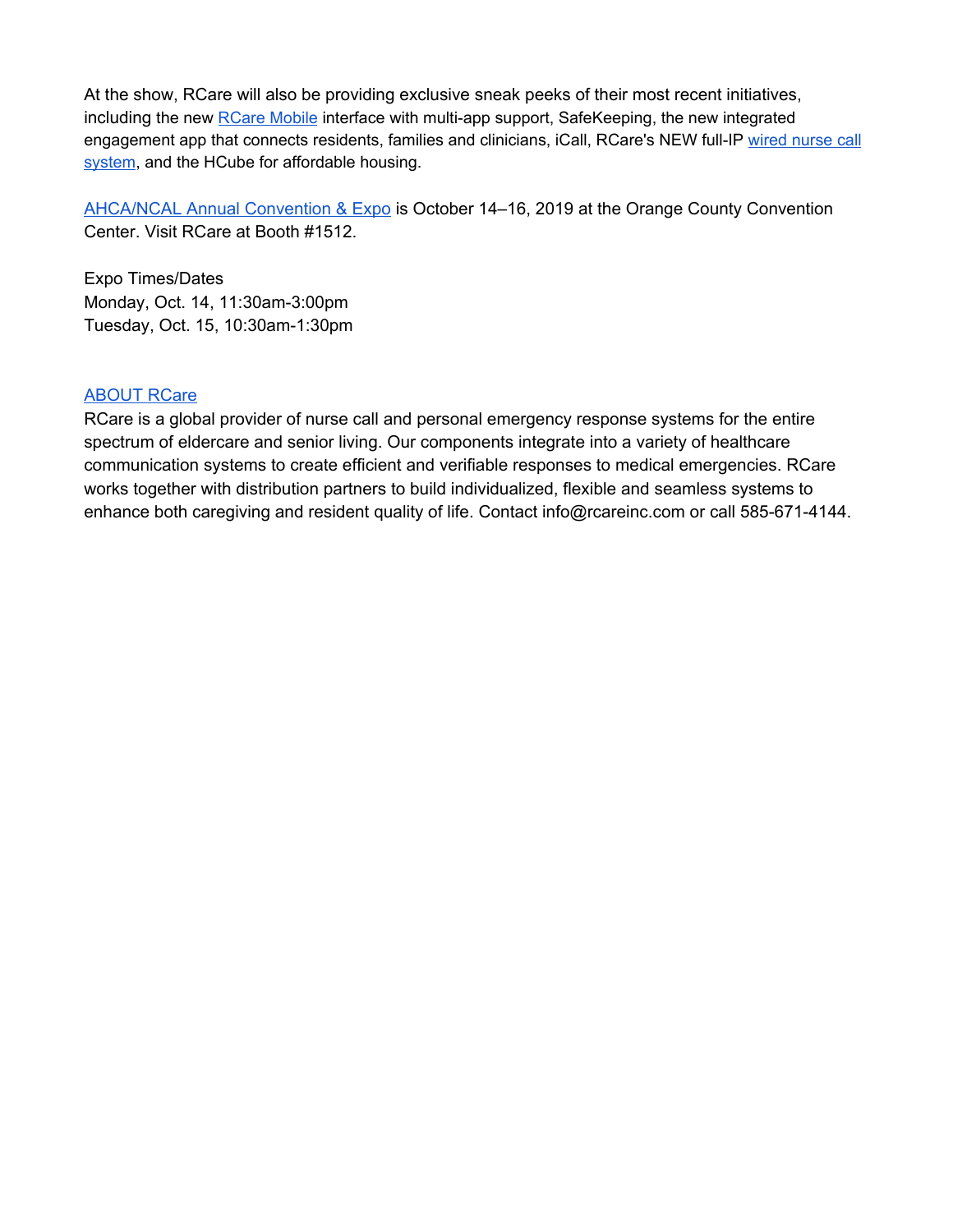At the show, RCare will also be providing exclusive sneak peeks of their most recent initiatives, including the new RCare Mobile interface with multi-app support, SafeKeeping, the new integrated engagement app that connects residents, families and clinicians, iCall, RCare's NEW full-IP wired nurse call system, and the HCube for affordable housing.

AHCA/NCAL Annual Convention & Expo is October 14–16, 2019 at the Orange County Convention Center. Visit RCare at Booth #1512.

Expo Times/Dates
Monday, Oct. 14, 11:30am-3:00pm
Tuesday, Oct. 15, 10:30am-1:30pm

ABOUT RCare
RCare is a global provider of nurse call and personal emergency response systems for the entire spectrum of eldercare and senior living. Our components integrate into a variety of healthcare communication systems to create efficient and verifiable responses to medical emergencies. RCare works together with distribution partners to build individualized, flexible and seamless systems to enhance both caregiving and resident quality of life. Contact info@rcareinc.com or call 585-671-4144.